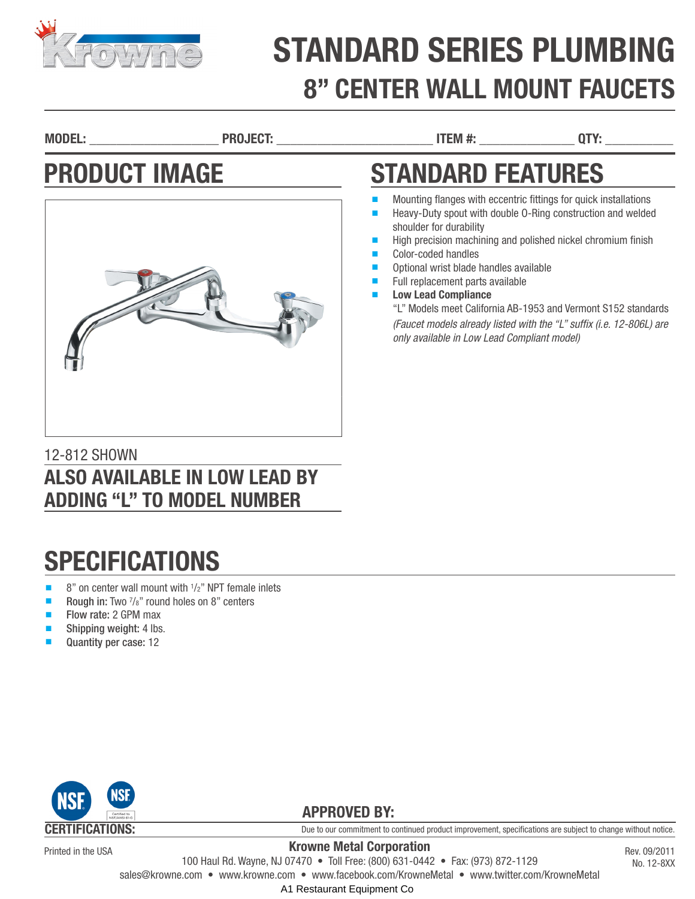# STANDARD SERIES PLUMBING

## 8" CENTER WALL MOUNT FAUCETS

**MODEL:** ____________________ **PROJECT:** ________________________ **ITEM #:** ______________ **QTY:** __________

## PRODUCT IMAGE

12-812 SHOWN

**ALSO AVAILABLE IN LOW LEAD BY ADDING "L" TO MODEL NUMBER**

## STANDARD FEATURES

- Mounting flanges with eccentric fittings for quick installations
- Heavy-Duty spout with double O-Ring construction and welded shoulder for durability
- High precision machining and polished nickel chromium finish
- Color-coded handles
- Optional wrist blade handles available
- Full replacement parts available
- **Low Lead Compliance**
  "L" Models meet California AB-1953 and Vermont S152 standards
  *(Faucet models already listed with the "L" suffix (i.e. 12-806L) are only available in Low Lead Compliant model)*

## SPECIFICATIONS

- 8" on center wall mount with 1/2" NPT female inlets
- **Rough in:** Two 7/8" round holes on 8" centers
- **Flow rate:** 2 GPM max
- **Shipping weight:** 4 lbs.
- **Quantity per case:** 12

**CERTIFICATIONS:**

**APPROVED BY:**

Due to our commitment to continued product improvement, specifications are subject to change without notice.

Printed in the USA

**Krowne Metal Corporation**
100 Haul Rd. Wayne, NJ 07470 • Toll Free: (800) 631-0442 • Fax: (973) 872-1129
sales@krowne.com • www.krowne.com • www.facebook.com/KrowneMetal • www.twitter.com/KrowneMetal

Rev. 09/2011
No. 12-8XX

A1 Restaurant Equipment Co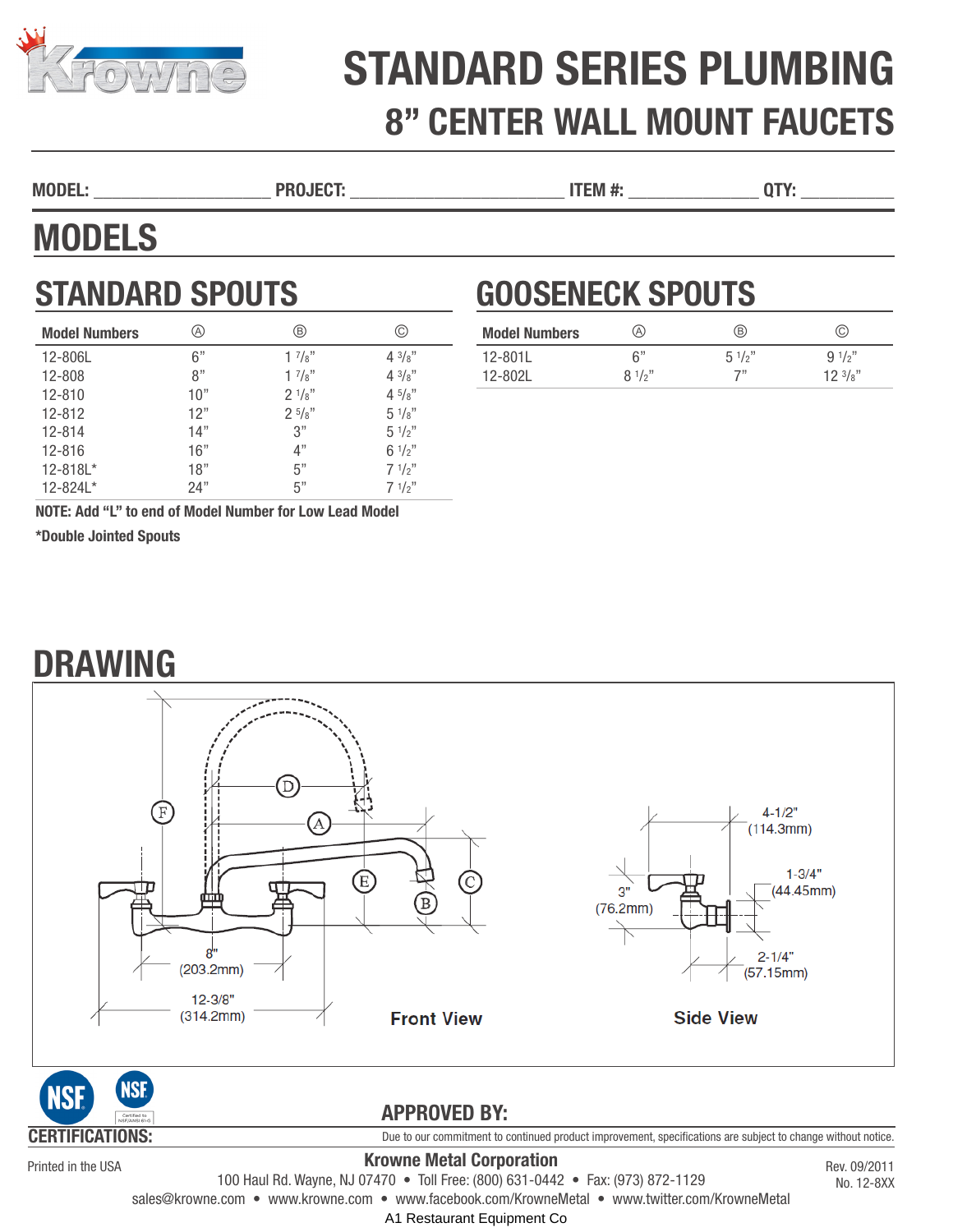# STANDARD SERIES PLUMBING

## 8" CENTER WALL MOUNT FAUCETS

**MODEL:** ____________________ **PROJECT:** ________________________ **ITEM #:** _______________ **QTY:** ___________

# MODELS

## STANDARD SPOUTS

| Model Numbers | Ⓐ | Ⓑ | Ⓒ |
|---|---|---|---|
| 12-806L | 6" | 1 7/8" | 4 3/8" |
| 12-808 | 8" | 1 7/8" | 4 3/8" |
| 12-810 | 10" | 2 1/8" | 4 5/8" |
| 12-812 | 12" | 2 5/8" | 5 1/8" |
| 12-814 | 14" | 3" | 5 1/2" |
| 12-816 | 16" | 4" | 6 1/2" |
| 12-818L* | 18" | 5" | 7 1/2" |
| 12-824L* | 24" | 5" | 7 1/2" |

**NOTE: Add "L" to end of Model Number for Low Lead Model**

**\*Double Jointed Spouts**

## GOOSENECK SPOUTS

| Model Numbers | Ⓐ | Ⓑ | Ⓒ |
|---|---|---|---|
| 12-801L | 6" | 5 1/2" | 9 1/2" |
| 12-802L | 8 1/2" | 7" | 12 3/8" |

# DRAWING

F
D
A
E
C
B
8"
(203.2mm)
12-3/8"
(314.2mm)
Front View

4-1/2"
(114.3mm)
1-3/4"
(44.45mm)
3"
(76.2mm)
2-1/4"
(57.15mm)
Side View

**CERTIFICATIONS:**

**APPROVED BY:**

Due to our commitment to continued product improvement, specifications are subject to change without notice.

Printed in the USA

**Krowne Metal Corporation**

100 Haul Rd. Wayne, NJ 07470 • Toll Free: (800) 631-0442 • Fax: (973) 872-1129

sales@krowne.com • www.krowne.com • www.facebook.com/KrowneMetal • www.twitter.com/KrowneMetal

Rev. 09/2011
No. 12-8XX

A1 Restaurant Equipment Co